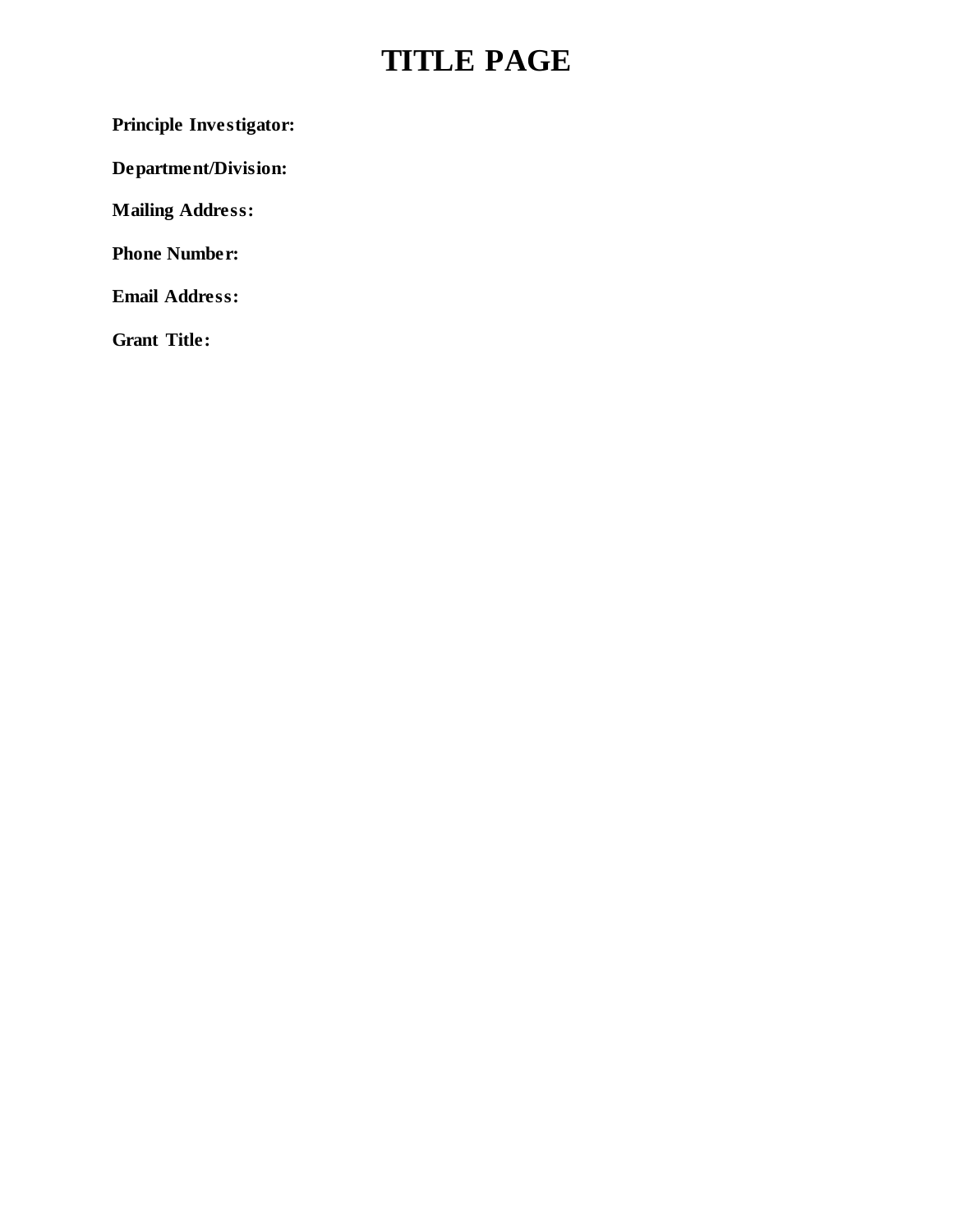# TITLE PAGE

**Principle Investigator:**

**Department/Division:**

**Mailing Address:**

**Phone Number:**

**Email Address:**

**Grant Title:**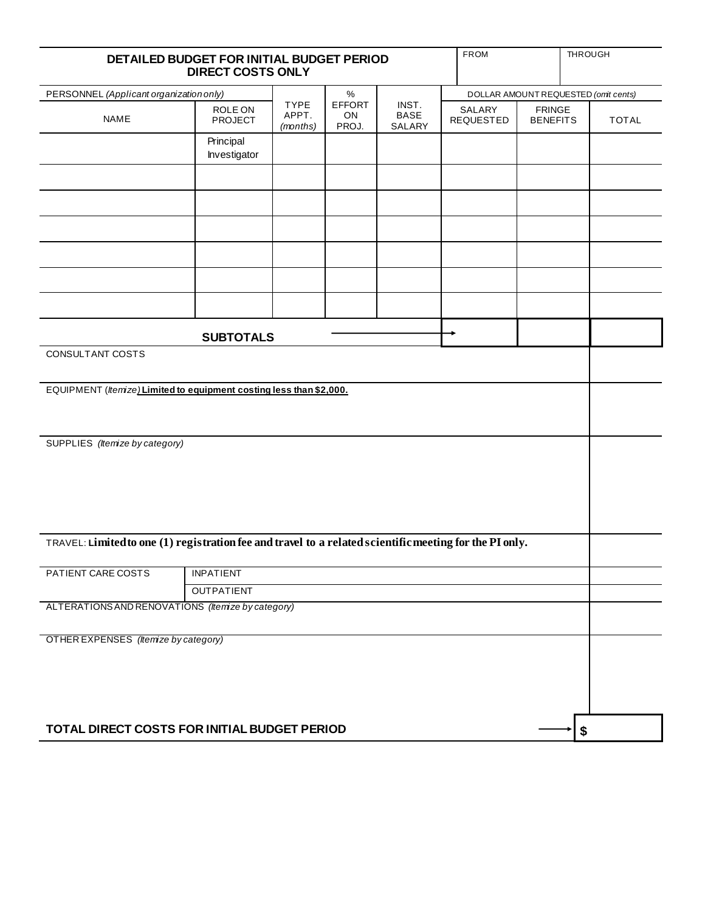| DETAILED BUDGET FOR INITIAL BUDGET PERIOD DIRECT COSTS ONLY | | | | | FROM | | THROUGH |
|---|---|---|---|---|---|---|---|
| PERSONNEL *(Applicant organization only)* | | | % | | DOLLAR AMOUNT REQUESTED *(omit cents)* | | |
| NAME | ROLE ON PROJECT | TYPE APPT. *(months)* | EFFORT ON PROJ. | INST. BASE SALARY | SALARY REQUESTED | FRINGE BENEFITS | TOTAL |
| | Principal Investigator | | | | | | |
| | | | | | | | |
| | | | | | | | |
| | | | | | | | |
| | | | | | | | |
| | | | | | | | |
| | | | | | | | |
| **SUBTOTALS** | | | | → | | | |
| CONSULTANT COSTS | | | | | | | |
| EQUIPMENT (*Itemize*) **Limited to equipment costing less than $2,000.** | | | | | | | |
| SUPPLIES *(Itemize by category)* | | | | | | | |
| TRAVEL: **Limited to one (1) registration fee and travel to a related scientific meeting for the PI only.** | | | | | | | |
| PATIENT CARE COSTS | INPATIENT | | | | | | |
| | OUTPATIENT | | | | | | |
| ALTERATIONS AND RENOVATIONS *(Itemize by category)* | | | | | | | |
| OTHER EXPENSES *(Itemize by category)* | | | | | | | |
| **TOTAL DIRECT COSTS FOR INITIAL BUDGET PERIOD** | | | | | | → | **$** |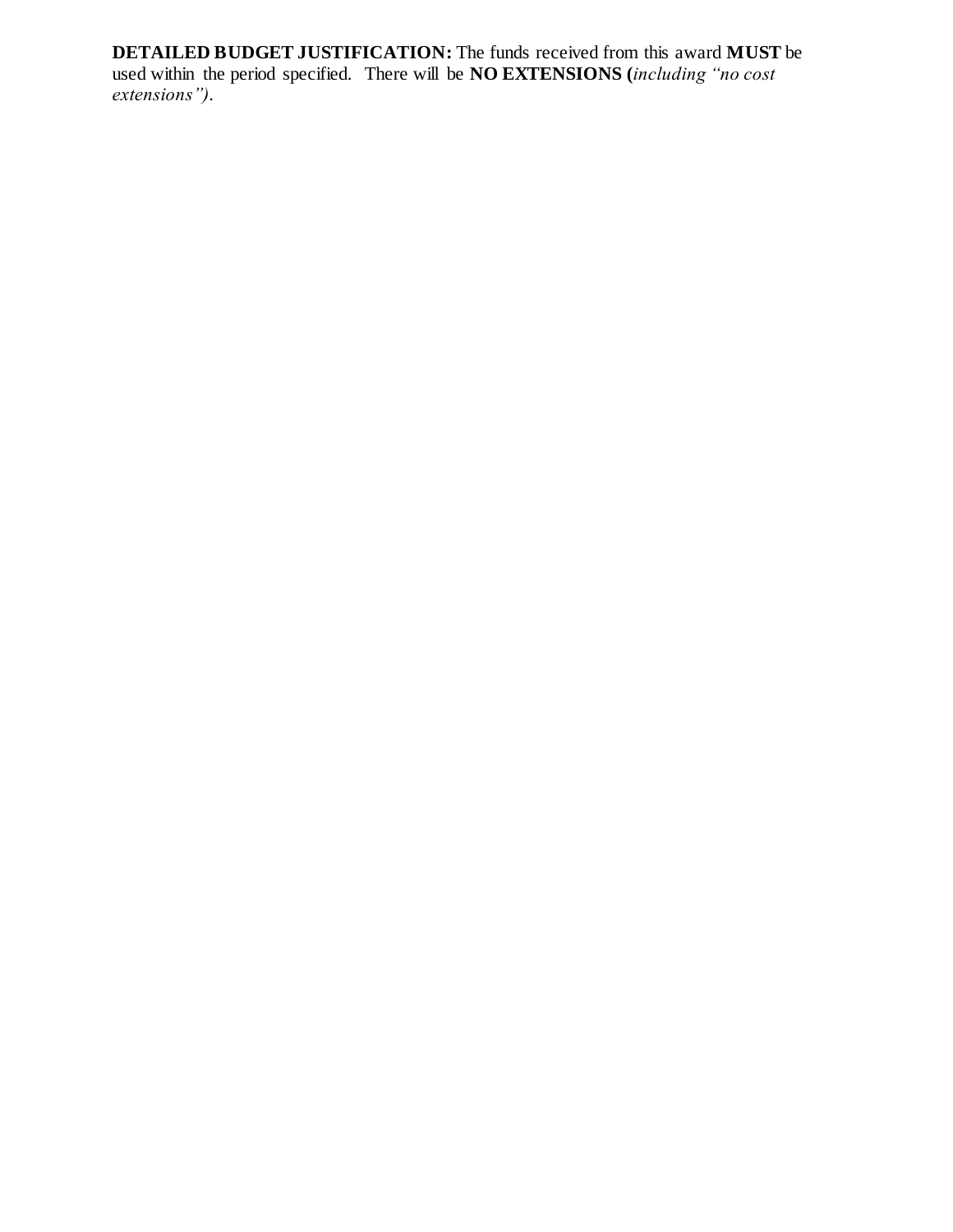**DETAILED BUDGET JUSTIFICATION:** The funds received from this award **MUST** be used within the period specified. There will be **NO EXTENSIONS (***including "no cost extensions")*.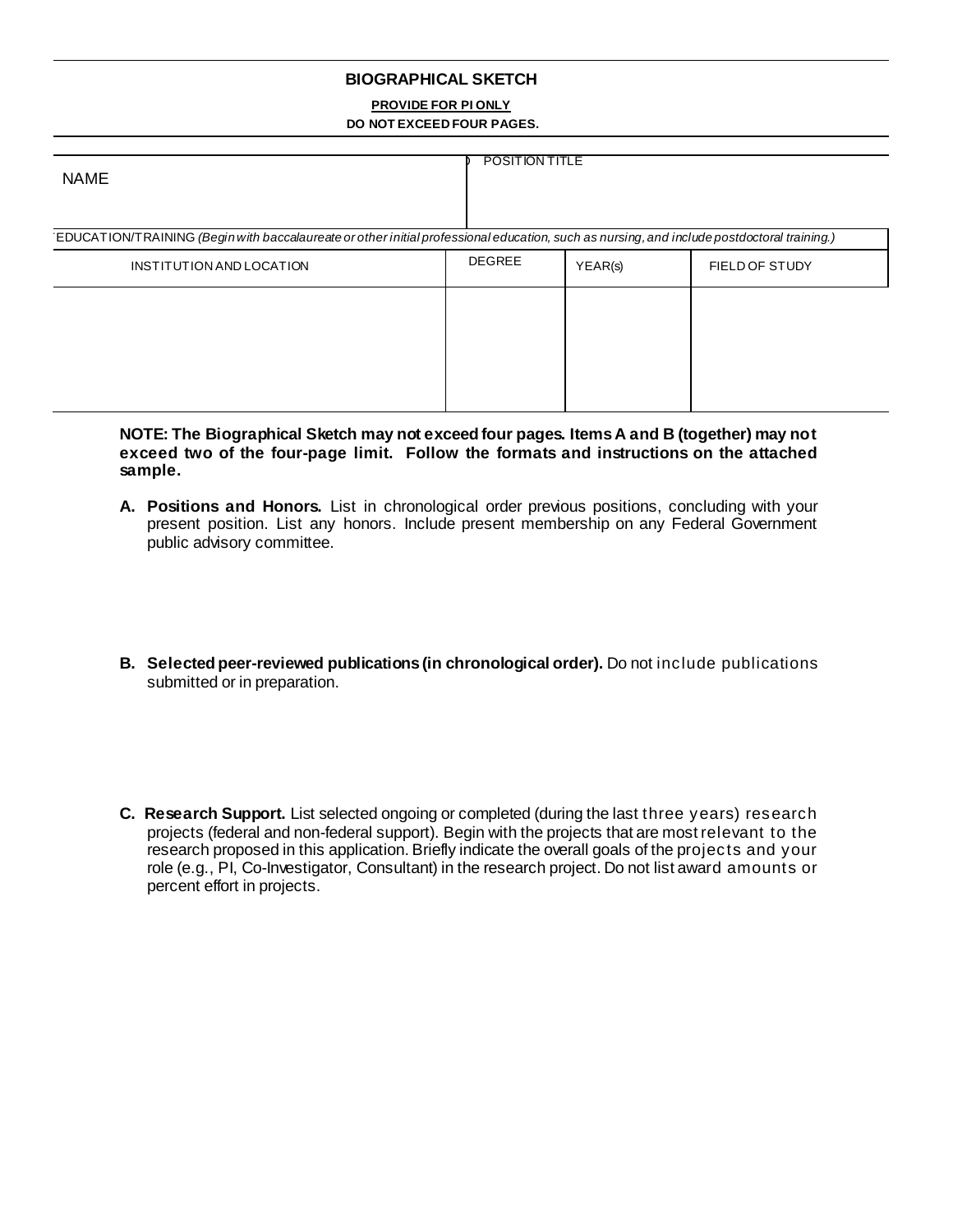# BIOGRAPHICAL SEKTCH

**PROVIDE FOR PI ONLY**

**DO NOT EXCEED FOUR PAGES.**

| NAME | POSITION TITLE | | |
|---|---|---|---|
| EDUCATION/TRAINING *(Begin with baccalaureate or other initial professional education, such as nursing, and include postdoctoral training.)* | | | |
| INSTITUTION AND LOCATION | DEGREE | YEAR(s) | FIELD OF STUDY |
| | | | |

**NOTE: The Biographical Sketch may not exceed four pages. Items A and B (together) may not exceed two of the four-page limit. Follow the formats and instructions on the attached sample.**

**A. Positions and Honors.** List in chronological order previous positions, concluding with your present position. List any honors. Include present membership on any Federal Government public advisory committee.

**B. Selected peer-reviewed publications (in chronological order).** Do not include publications submitted or in preparation.

**C. Research Support.** List selected ongoing or completed (during the last three years) research projects (federal and non-federal support). Begin with the projects that are most relevant to the research proposed in this application. Briefly indicate the overall goals of the projects and your role (e.g., PI, Co-Investigator, Consultant) in the research project. Do not list award amounts or percent effort in projects.